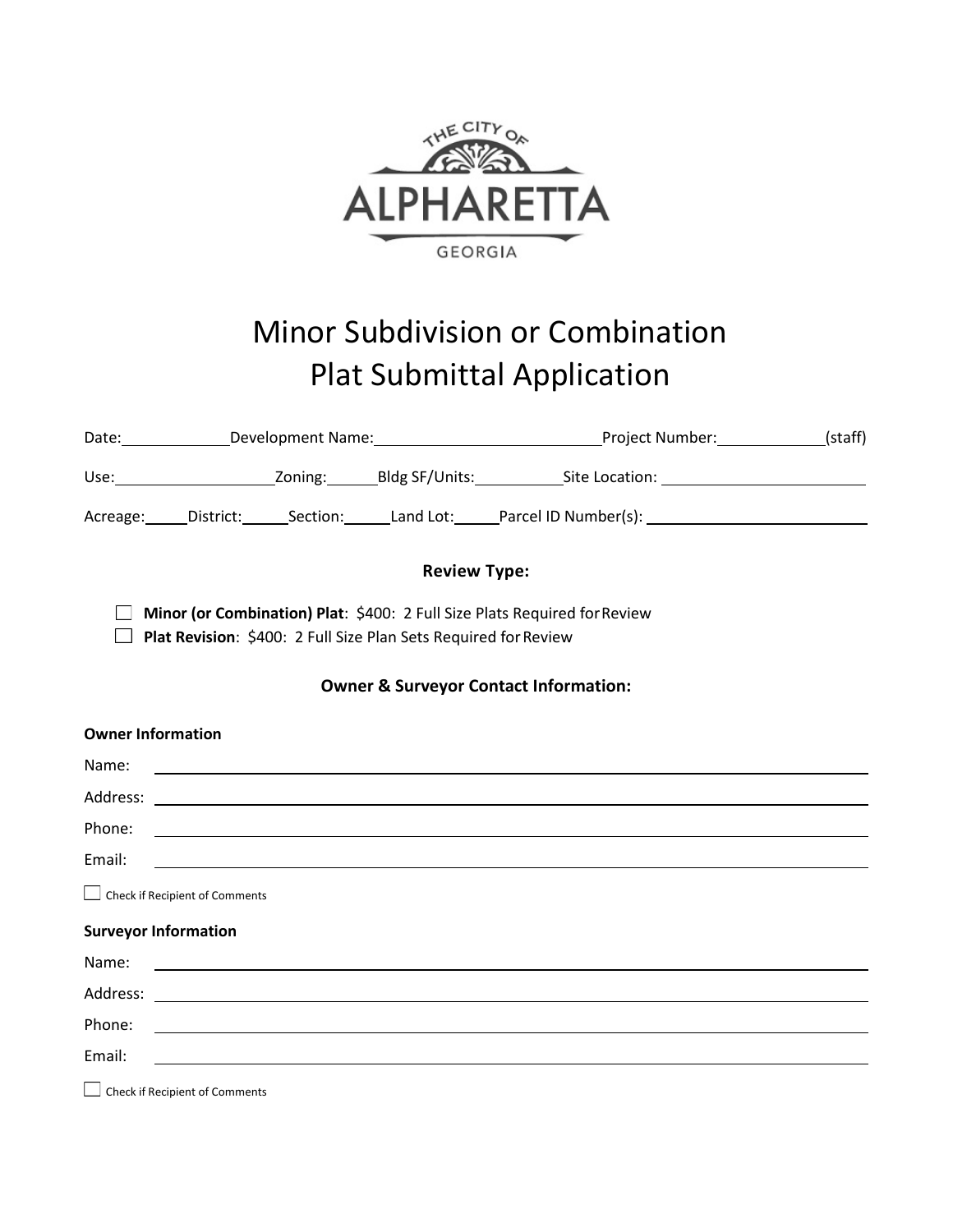THE CITY OF ALPHARETTA GEORGIA

# Minor Subdivision or Combination Plat Submittal Application

Date:\_\_\_\_\_\_\_\_\_\_ Development Name:\_\_\_\_\_\_\_\_\_\_\_\_\_\_\_\_\_\_\_\_ Project Number:\_\_\_\_\_\_\_\_\_\_ (staff)

Use:\_\_\_\_\_\_\_\_\_\_\_\_\_\_ Zoning:\_\_\_\_\_ Bldg SF/Units:\_\_\_\_\_\_\_\_ Site Location:\_\_\_\_\_\_\_\_\_\_\_\_\_\_\_\_\_\_\_\_

Acreage:\_\_\_\_ District:\_\_\_\_ Section:\_\_\_\_ Land Lot:\_\_\_\_ Parcel ID Number(s):\_\_\_\_\_\_\_\_\_\_\_\_\_\_\_\_\_\_\_\_

### Review Type:

- ☐ **Minor (or Combination) Plat**: $400: 2 Full Size Plats Required for Review
- ☐ **Plat Revision**: $400: 2 Full Size Plan Sets Required for Review

### Owner & Surveyor Contact Information:

**Owner Information**

Name: \_\_\_\_\_\_\_\_\_\_\_\_\_\_\_\_\_\_\_\_\_\_\_\_\_\_\_\_\_\_\_\_\_\_\_\_\_\_\_\_

Address: \_\_\_\_\_\_\_\_\_\_\_\_\_\_\_\_\_\_\_\_\_\_\_\_\_\_\_\_\_\_\_\_\_\_\_\_\_\_\_\_

Phone: \_\_\_\_\_\_\_\_\_\_\_\_\_\_\_\_\_\_\_\_\_\_\_\_\_\_\_\_\_\_\_\_\_\_\_\_\_\_\_\_

Email: \_\_\_\_\_\_\_\_\_\_\_\_\_\_\_\_\_\_\_\_\_\_\_\_\_\_\_\_\_\_\_\_\_\_\_\_\_\_\_\_

☐ Check if Recipient of Comments

**Surveyor Information**

Name: \_\_\_\_\_\_\_\_\_\_\_\_\_\_\_\_\_\_\_\_\_\_\_\_\_\_\_\_\_\_\_\_\_\_\_\_\_\_\_\_

Address: \_\_\_\_\_\_\_\_\_\_\_\_\_\_\_\_\_\_\_\_\_\_\_\_\_\_\_\_\_\_\_\_\_\_\_\_\_\_\_\_

Phone: \_\_\_\_\_\_\_\_\_\_\_\_\_\_\_\_\_\_\_\_\_\_\_\_\_\_\_\_\_\_\_\_\_\_\_\_\_\_\_\_

Email: \_\_\_\_\_\_\_\_\_\_\_\_\_\_\_\_\_\_\_\_\_\_\_\_\_\_\_\_\_\_\_\_\_\_\_\_\_\_\_\_

☐ Check if Recipient of Comments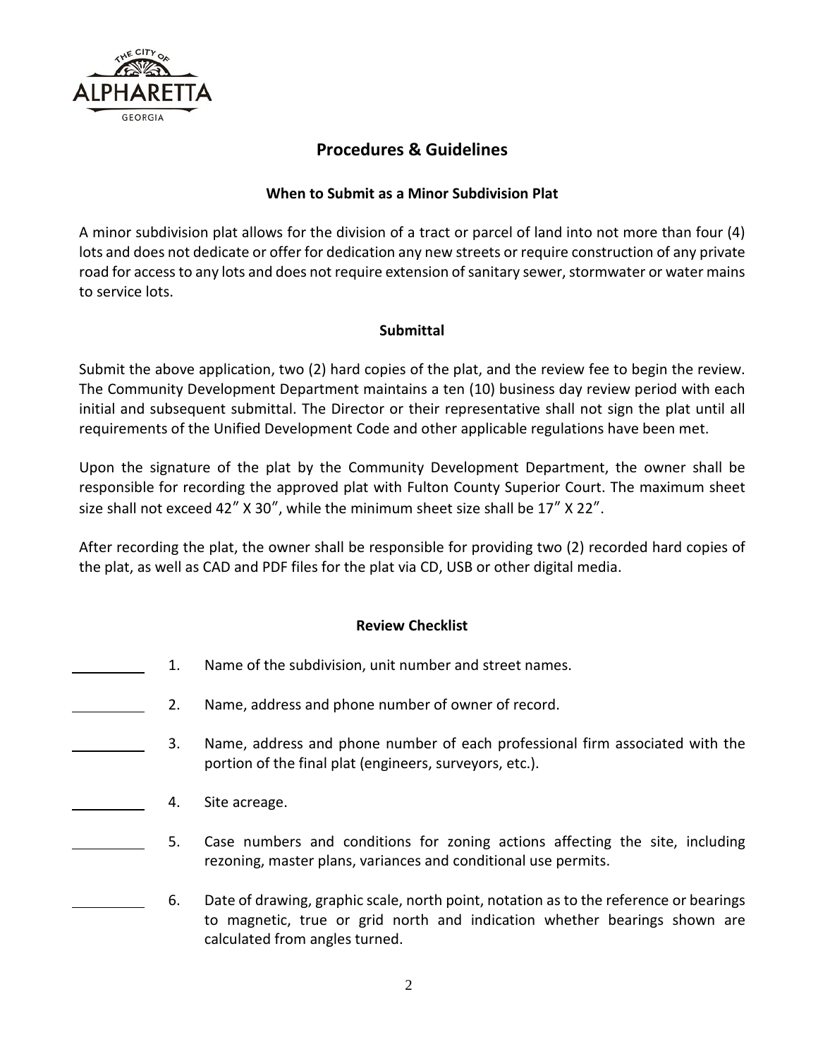## Procedures & Guidelines

### When to Submit as a Minor Subdivision Plat

A minor subdivision plat allows for the division of a tract or parcel of land into not more than four (4) lots and does not dedicate or offer for dedication any new streets or require construction of any private road for access to any lots and does not require extension of sanitary sewer, stormwater or water mains to service lots.

### Submittal

Submit the above application, two (2) hard copies of the plat, and the review fee to begin the review. The Community Development Department maintains a ten (10) business day review period with each initial and subsequent submittal. The Director or their representative shall not sign the plat until all requirements of the Unified Development Code and other applicable regulations have been met.

Upon the signature of the plat by the Community Development Department, the owner shall be responsible for recording the approved plat with Fulton County Superior Court. The maximum sheet size shall not exceed 42″ X 30″, while the minimum sheet size shall be 17″ X 22″.

After recording the plat, the owner shall be responsible for providing two (2) recorded hard copies of the plat, as well as CAD and PDF files for the plat via CD, USB or other digital media.

### Review Checklist

______ 1. Name of the subdivision, unit number and street names.

______ 2. Name, address and phone number of owner of record.

______ 3. Name, address and phone number of each professional firm associated with the portion of the final plat (engineers, surveyors, etc.).

______ 4. Site acreage.

______ 5. Case numbers and conditions for zoning actions affecting the site, including rezoning, master plans, variances and conditional use permits.

______ 6. Date of drawing, graphic scale, north point, notation as to the reference or bearings to magnetic, true or grid north and indication whether bearings shown are calculated from angles turned.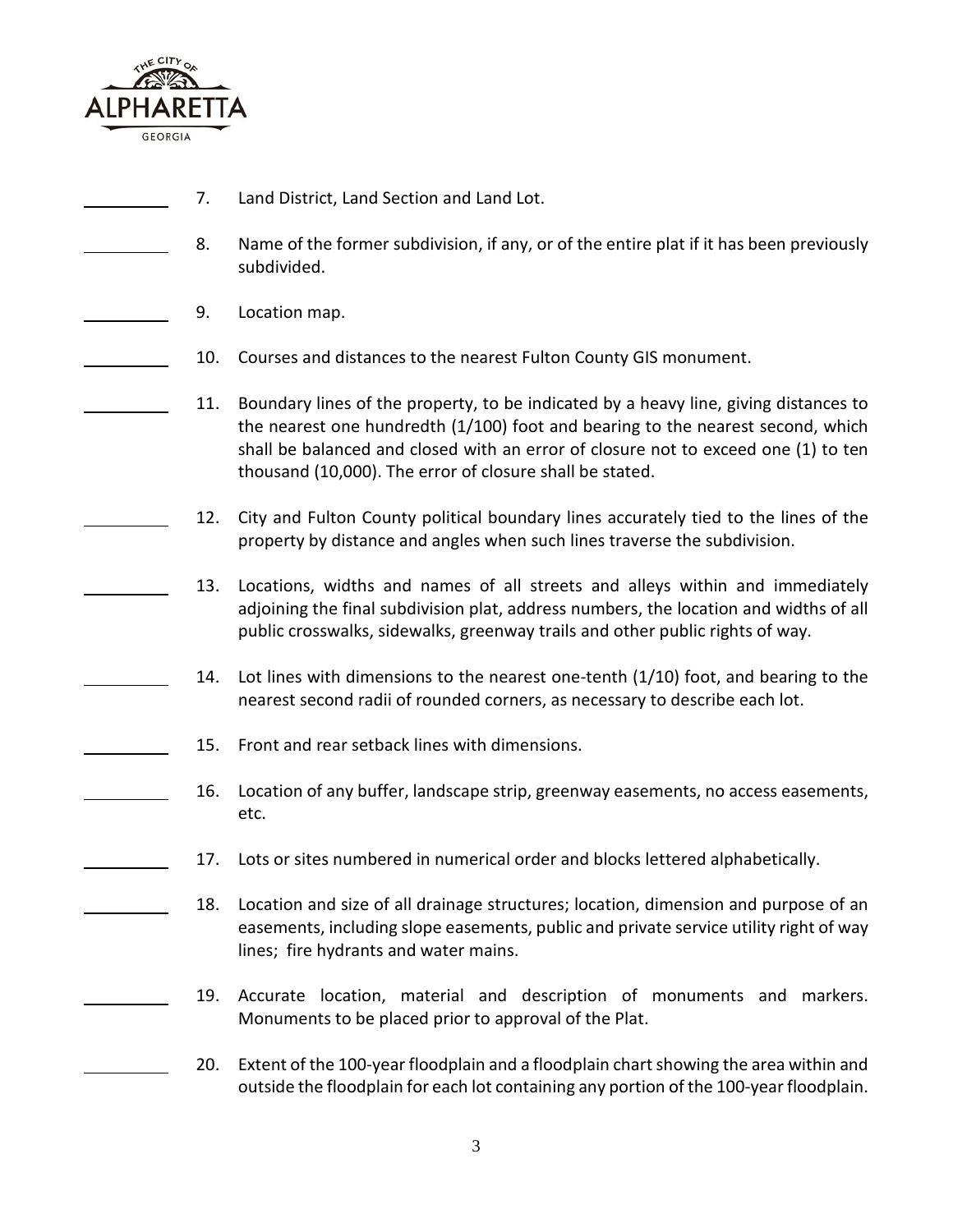______ 7. Land District, Land Section and Land Lot.

______ 8. Name of the former subdivision, if any, or of the entire plat if it has been previously subdivided.

______ 9. Location map.

______ 10. Courses and distances to the nearest Fulton County GIS monument.

______ 11. Boundary lines of the property, to be indicated by a heavy line, giving distances to the nearest one hundredth (1/100) foot and bearing to the nearest second, which shall be balanced and closed with an error of closure not to exceed one (1) to ten thousand (10,000). The error of closure shall be stated.

______ 12. City and Fulton County political boundary lines accurately tied to the lines of the property by distance and angles when such lines traverse the subdivision.

______ 13. Locations, widths and names of all streets and alleys within and immediately adjoining the final subdivision plat, address numbers, the location and widths of all public crosswalks, sidewalks, greenway trails and other public rights of way.

______ 14. Lot lines with dimensions to the nearest one-tenth (1/10) foot, and bearing to the nearest second radii of rounded corners, as necessary to describe each lot.

______ 15. Front and rear setback lines with dimensions.

______ 16. Location of any buffer, landscape strip, greenway easements, no access easements, etc.

______ 17. Lots or sites numbered in numerical order and blocks lettered alphabetically.

______ 18. Location and size of all drainage structures; location, dimension and purpose of an easements, including slope easements, public and private service utility right of way lines; fire hydrants and water mains.

______ 19. Accurate location, material and description of monuments and markers. Monuments to be placed prior to approval of the Plat.

______ 20. Extent of the 100-year floodplain and a floodplain chart showing the area within and outside the floodplain for each lot containing any portion of the 100-year floodplain.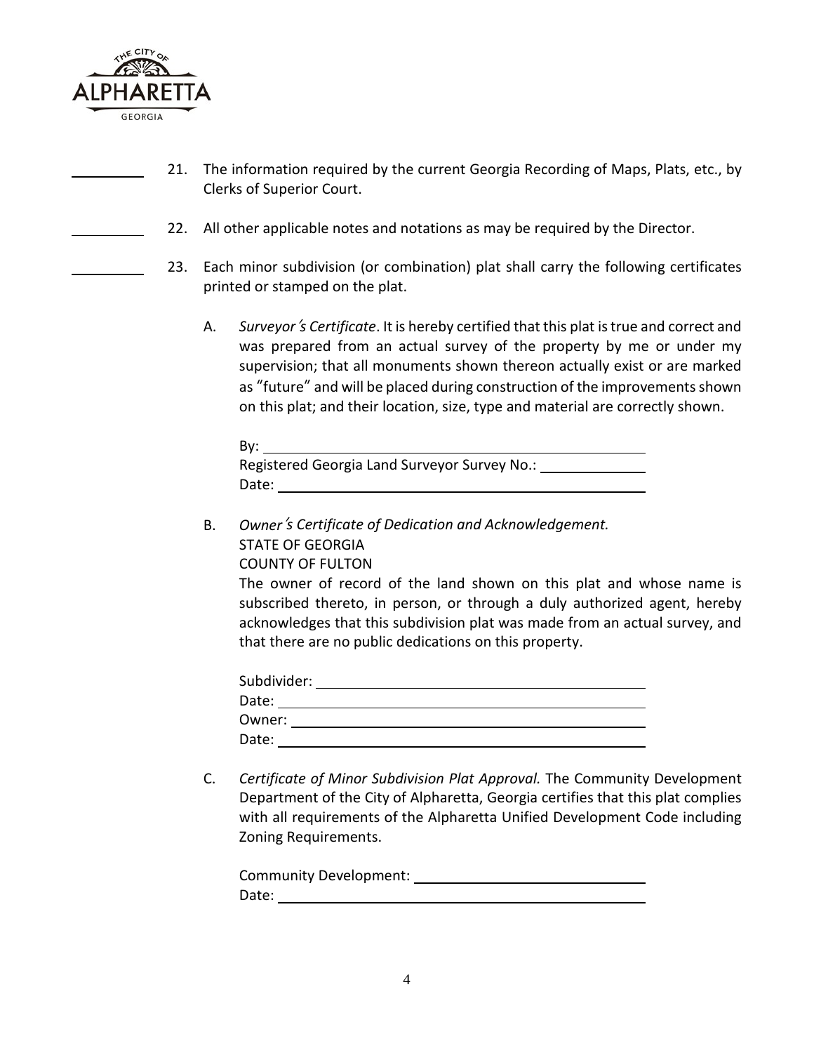\_\_\_\_\_\_\_\_\_\_ 21. The information required by the current Georgia Recording of Maps, Plats, etc., by Clerks of Superior Court.

\_\_\_\_\_\_\_\_\_\_ 22. All other applicable notes and notations as may be required by the Director.

\_\_\_\_\_\_\_\_\_\_ 23. Each minor subdivision (or combination) plat shall carry the following certificates printed or stamped on the plat.

A. *Surveyor's Certificate*. It is hereby certified that this plat is true and correct and was prepared from an actual survey of the property by me or under my supervision; that all monuments shown thereon actually exist or are marked as "future" and will be placed during construction of the improvements shown on this plat; and their location, size, type and material are correctly shown.

By: \_\_\_\_\_\_\_\_\_\_\_\_\_\_\_\_\_\_\_\_\_\_\_\_\_\_\_\_\_\_\_\_\_\_\_\_\_\_\_\_
Registered Georgia Land Surveyor Survey No.: \_\_\_\_\_\_\_\_\_\_\_\_
Date: \_\_\_\_\_\_\_\_\_\_\_\_\_\_\_\_\_\_\_\_\_\_\_\_\_\_\_\_\_\_\_\_\_\_\_\_\_\_\_\_

B. *Owner's Certificate of Dedication and Acknowledgement.*
STATE OF GEORGIA
COUNTY OF FULTON
The owner of record of the land shown on this plat and whose name is subscribed thereto, in person, or through a duly authorized agent, hereby acknowledges that this subdivision plat was made from an actual survey, and that there are no public dedications on this property.

Subdivider: \_\_\_\_\_\_\_\_\_\_\_\_\_\_\_\_\_\_\_\_\_\_\_\_\_\_\_\_\_\_\_\_\_\_\_\_
Date: \_\_\_\_\_\_\_\_\_\_\_\_\_\_\_\_\_\_\_\_\_\_\_\_\_\_\_\_\_\_\_\_\_\_\_\_\_\_\_\_
Owner: \_\_\_\_\_\_\_\_\_\_\_\_\_\_\_\_\_\_\_\_\_\_\_\_\_\_\_\_\_\_\_\_\_\_\_\_\_\_
Date: \_\_\_\_\_\_\_\_\_\_\_\_\_\_\_\_\_\_\_\_\_\_\_\_\_\_\_\_\_\_\_\_\_\_\_\_\_\_\_\_

C. *Certificate of Minor Subdivision Plat Approval.* The Community Development Department of the City of Alpharetta, Georgia certifies that this plat complies with all requirements of the Alpharetta Unified Development Code including Zoning Requirements.

Community Development: \_\_\_\_\_\_\_\_\_\_\_\_\_\_\_\_\_\_\_\_\_\_\_\_\_\_
Date: \_\_\_\_\_\_\_\_\_\_\_\_\_\_\_\_\_\_\_\_\_\_\_\_\_\_\_\_\_\_\_\_\_\_\_\_\_\_\_\_